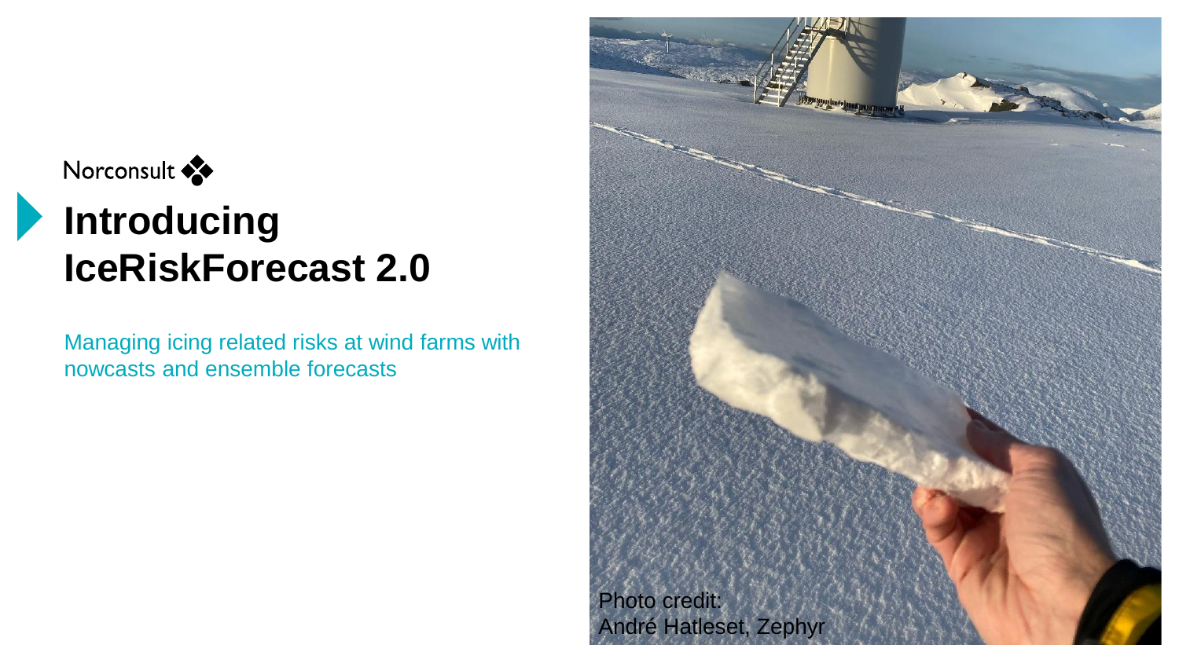Norconsult

# Introducing IceRiskForecast 2.0

Managing icing related risks at wind farms with nowcasts and ensemble forecasts

Photo credit:
André Hatleset, Zephyr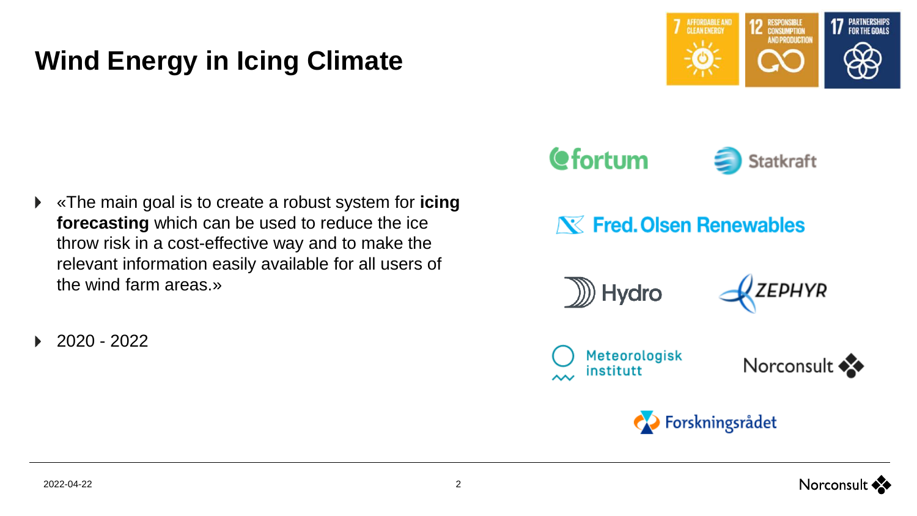# Wind Energy in Icing Climate

- «The main goal is to create a robust system for **icing forecasting** which can be used to reduce the ice throw risk in a cost-effective way and to make the relevant information easily available for all users of the wind farm areas.»
- 2020 - 2022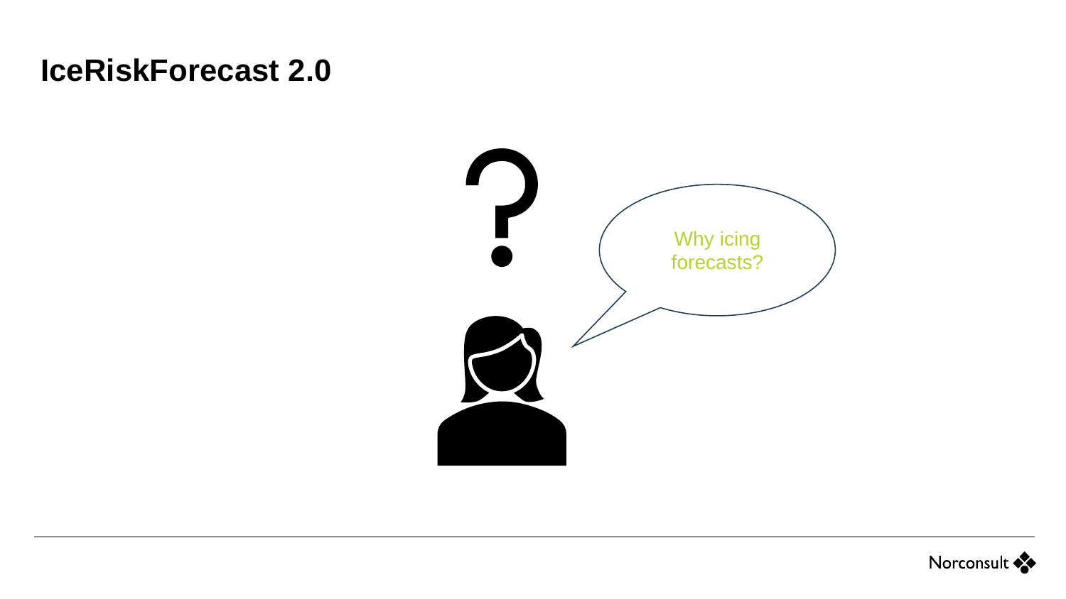# IceRiskForecast 2.0

Why icing forecasts?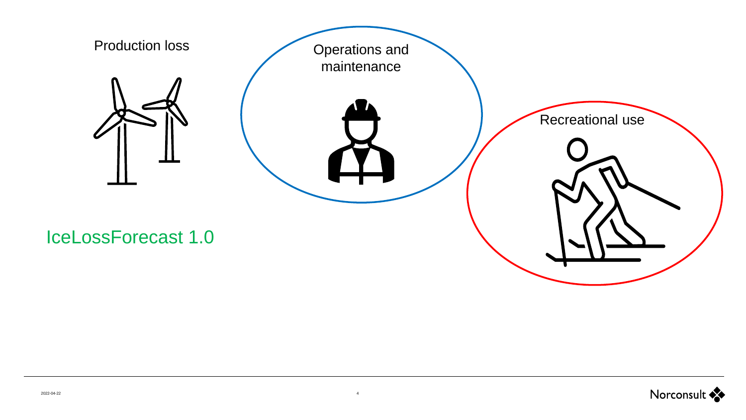Production loss

Operations and maintenance

Recreational use

IceLossForecast 1.0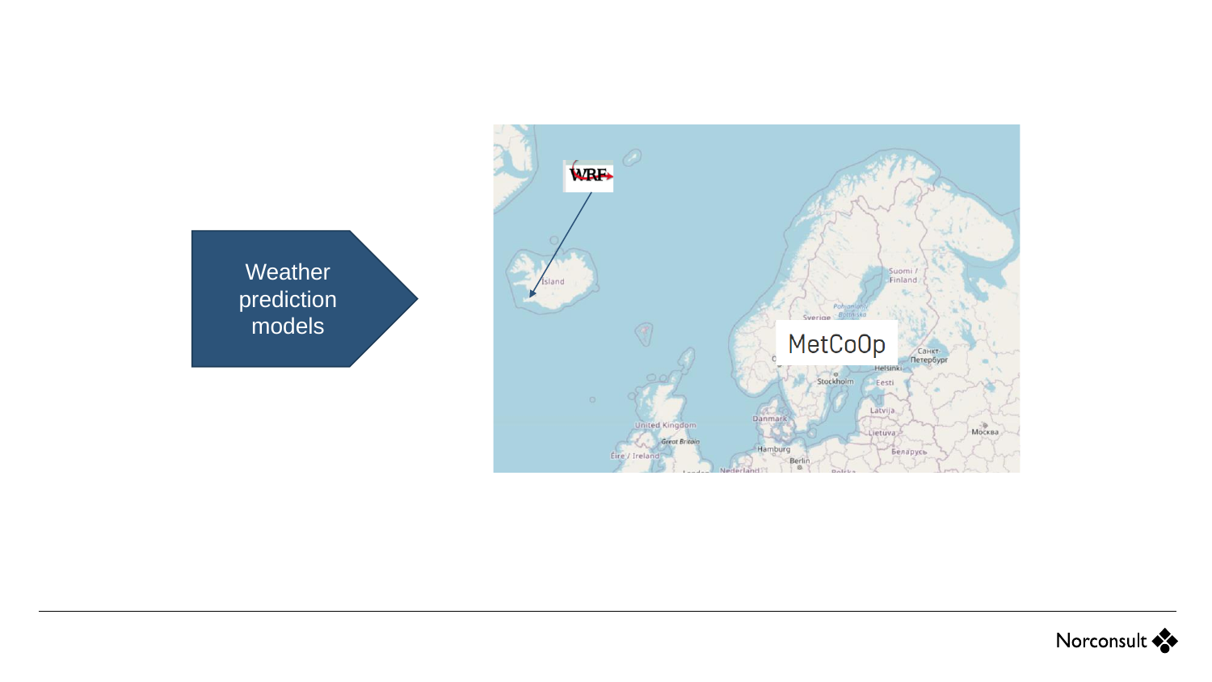Weather prediction models

WRF

MetCoOp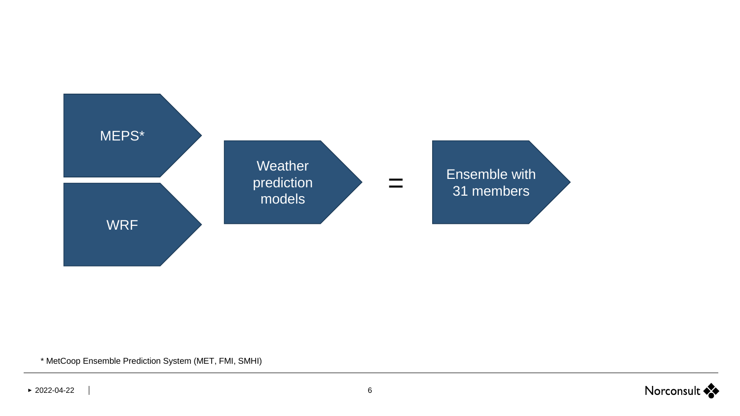MEPS*

WRF

Weather prediction models

=

Ensemble with 31 members

* MetCoop Ensemble Prediction System (MET, FMI, SMHI)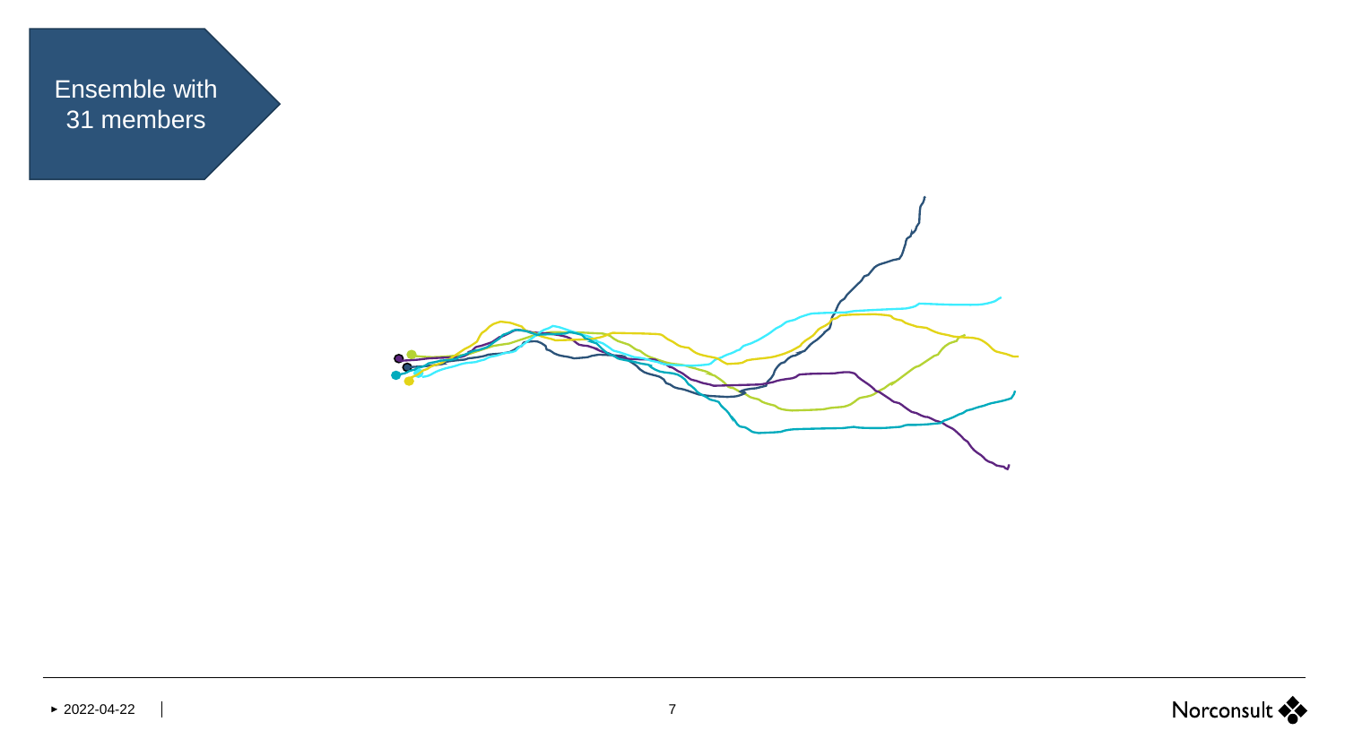# Ensemble with 31 members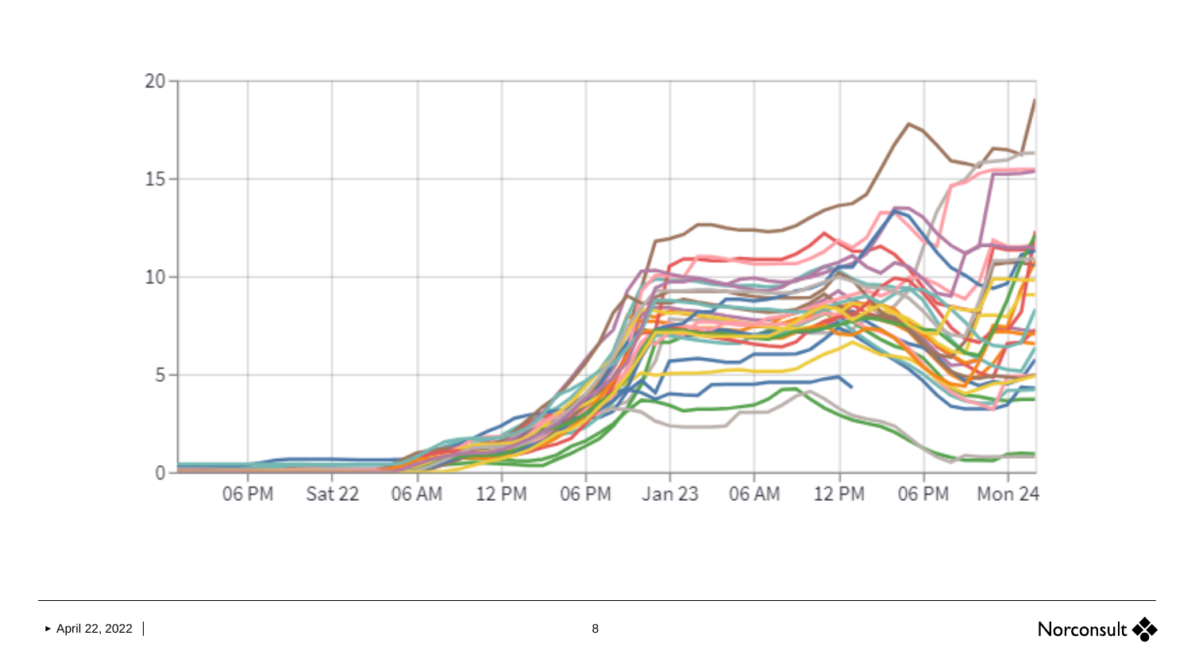20

15

10

5

0

06 PM Sat 22 06 AM 12 PM 06 PM Jan 23 06 AM 12 PM 06 PM Mon 24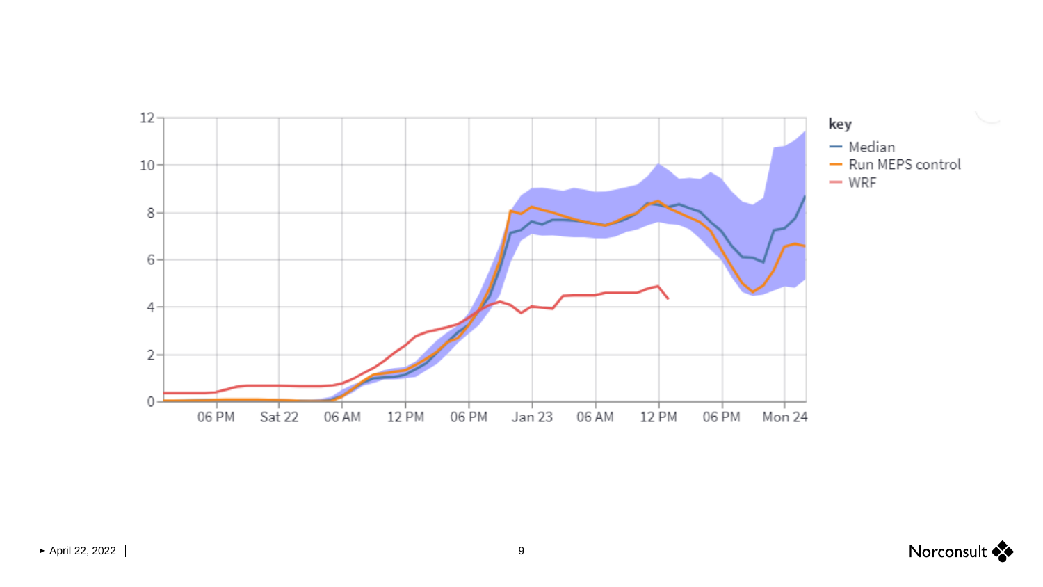key
- Median
- Run MEPS control
- WRF

0 2 4 6 8 10 12

06 PM | Sat 22 | 06 AM | 12 PM | 06 PM | Jan 23 | 06 AM | 12 PM | 06 PM | Mon 24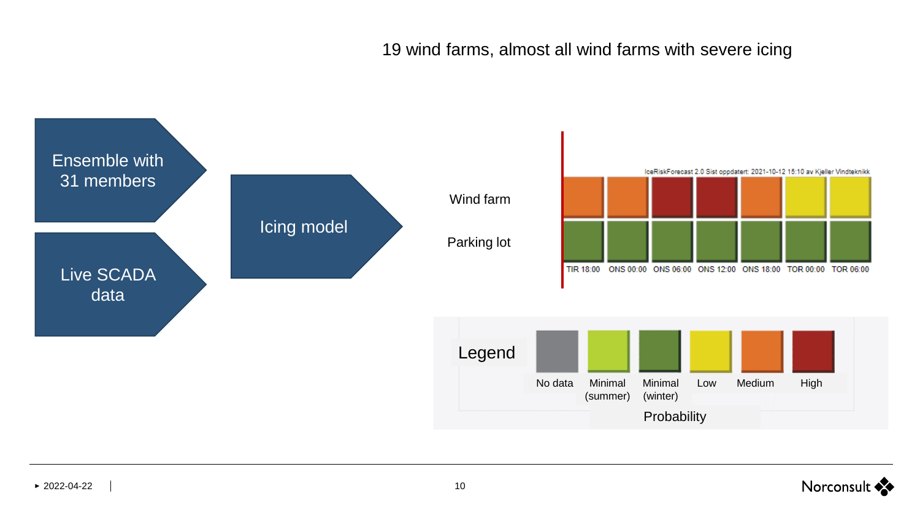# 19 wind farms, almost all wind farms with severe icing

Ensemble with 31 members

Live SCADA data

Icing model

IceRiskForecast 2.0 Sist oppdatert: 2021-10-12 15:10 av Kjeller Vindteknikk

| | TIR 18:00 | ONS 00:00 | ONS 06:00 | ONS 12:00 | ONS 18:00 | TOR 00:00 | TOR 06:00 |
|---|---|---|---|---|---|---|---|
| Wind farm | Medium | Medium | High | High | Medium | Low | Low |
| Parking lot | Minimal (winter) | Minimal (winter) | Minimal (winter) | Minimal (winter) | Minimal (winter) | Minimal (winter) | Minimal (winter) |

**Legend**

No data | Minimal (summer) | Minimal (winter) | Low | Medium | High

Probability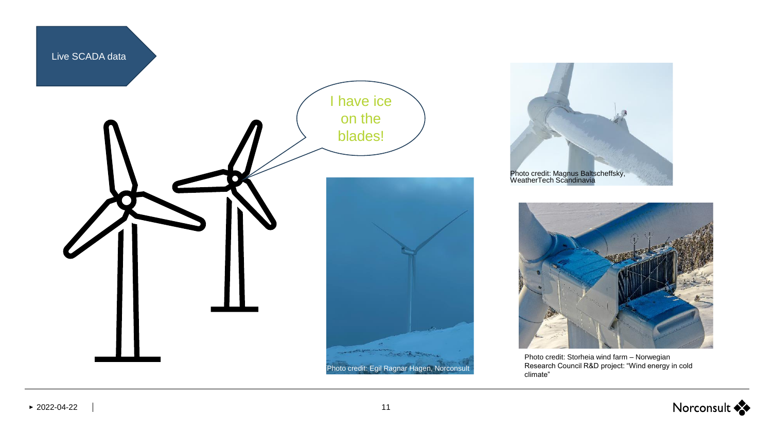## Live SCADA data

I have ice on the blades!

Photo credit: Magnus Baltscheffsky, WeatherTech Scandinavia

Photo credit: Egil Ragnar Hagen, Norconsult

Photo credit: Storheia wind farm – Norwegian Research Council R&D project: "Wind energy in cold climate"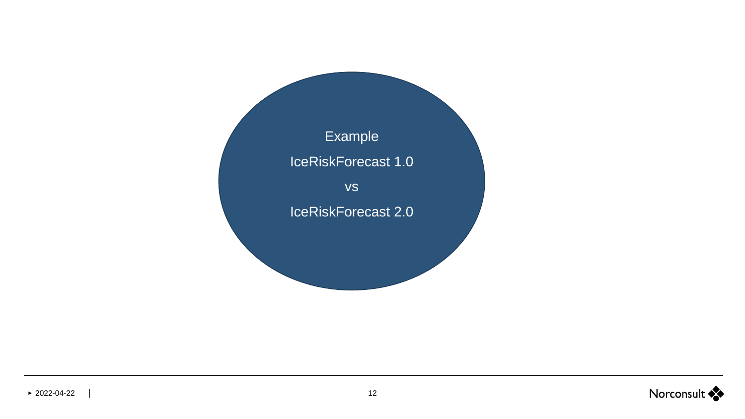Example

IceRiskForecast 1.0

vs

IceRiskForecast 2.0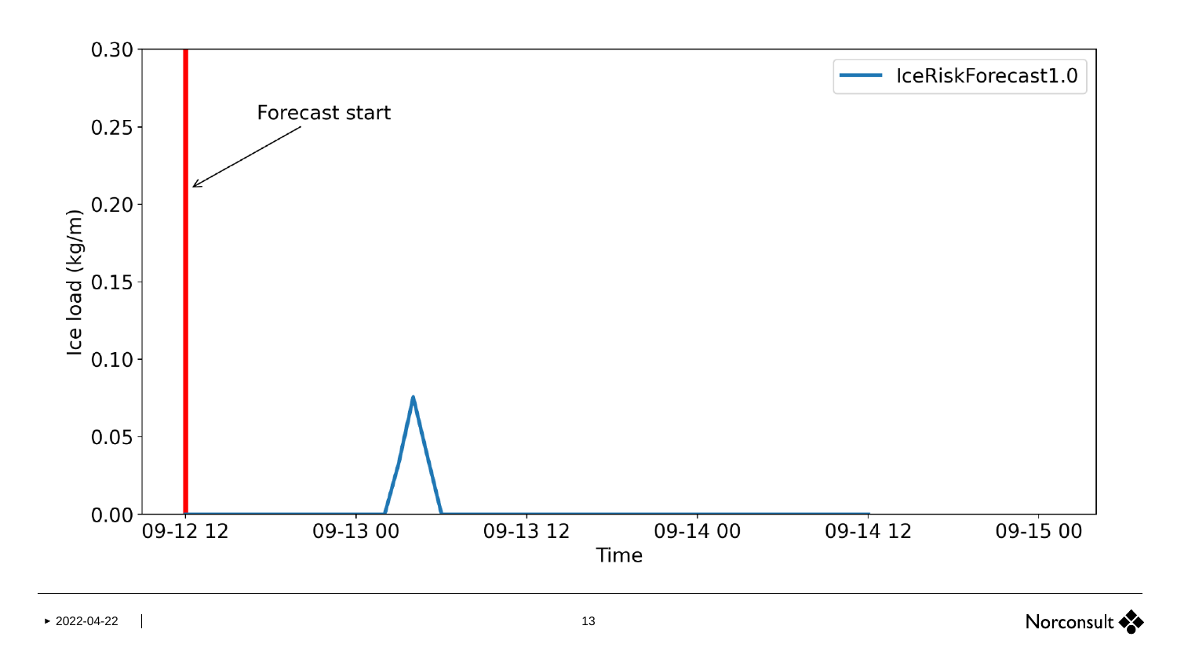Forecast start

IceRiskForecast1.0

Ice load (kg/m)

0.30
0.25
0.20
0.15
0.10
0.05
0.00

09-12 12 | 09-13 00 | 09-13 12 | 09-14 00 | 09-14 12 | 09-15 00

Time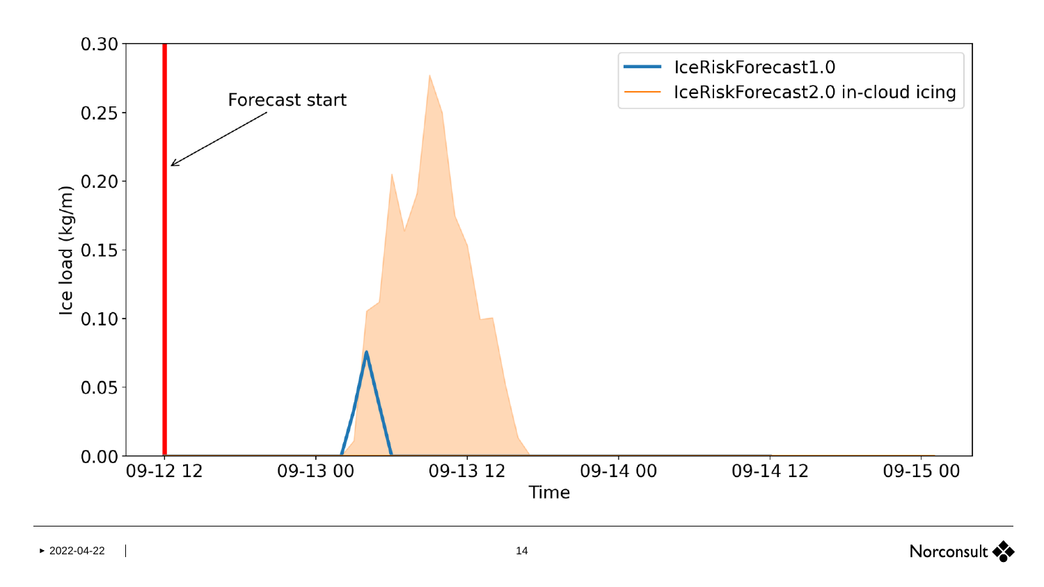Forecast start

IceRiskForecast1.0

IceRiskForecast2.0 in-cloud icing

Ice load (kg/m)

Time

0.00, 0.05, 0.10, 0.15, 0.20, 0.25, 0.30

09-12 12, 09-13 00, 09-13 12, 09-14 00, 09-14 12, 09-15 00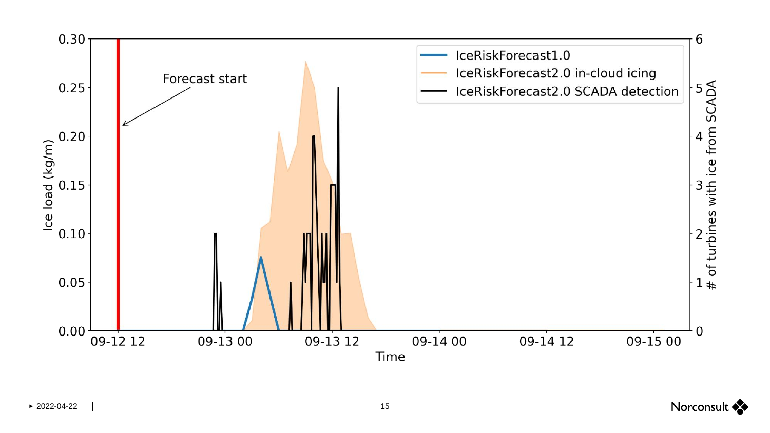Forecast start

- IceRiskForecast1.0
- IceRiskForecast2.0 in-cloud icing
- IceRiskForecast2.0 SCADA detection

Ice load (kg/m)

# of turbines with ice from SCADA

Time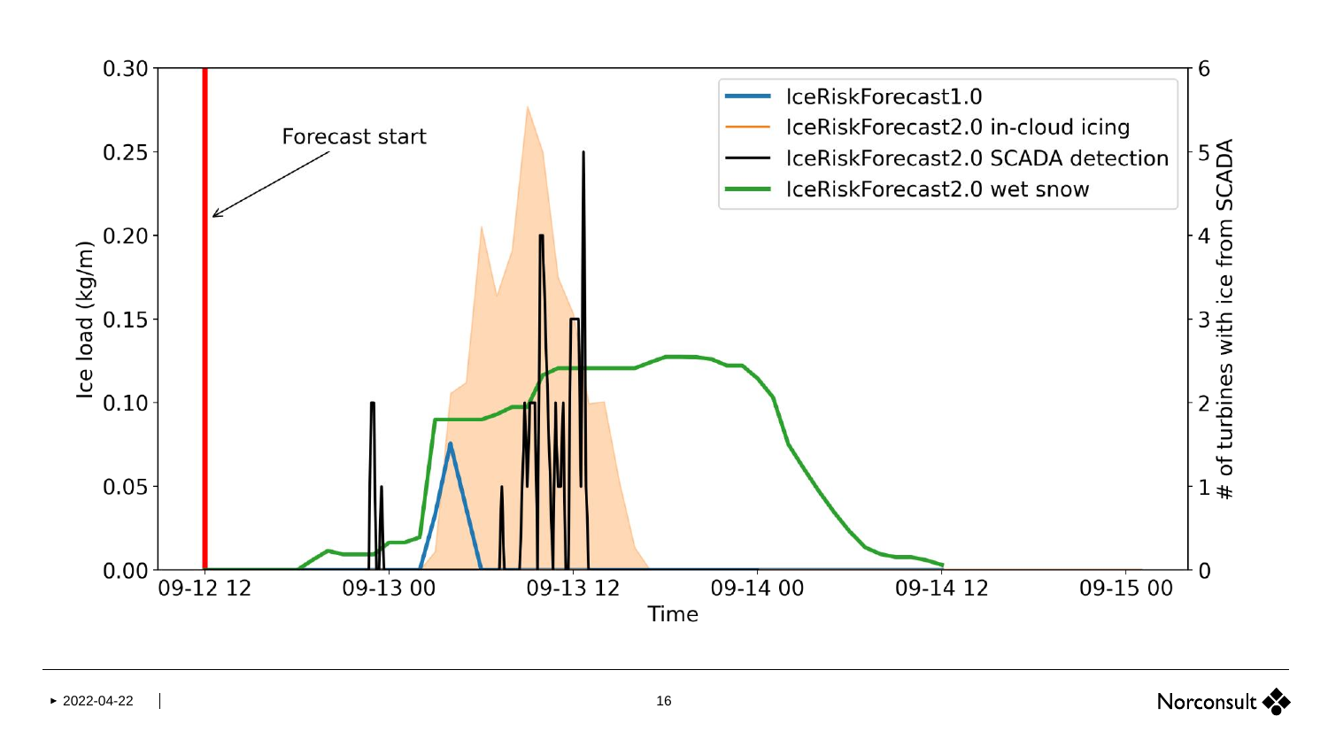Forecast start

- IceRiskForecast1.0
- IceRiskForecast2.0 in-cloud icing
- IceRiskForecast2.0 SCADA detection
- IceRiskForecast2.0 wet snow

Ice load (kg/m)

\# of turbines with ice from SCADA

Time

09-12 12 | 09-13 00 | 09-13 12 | 09-14 00 | 09-14 12 | 09-15 00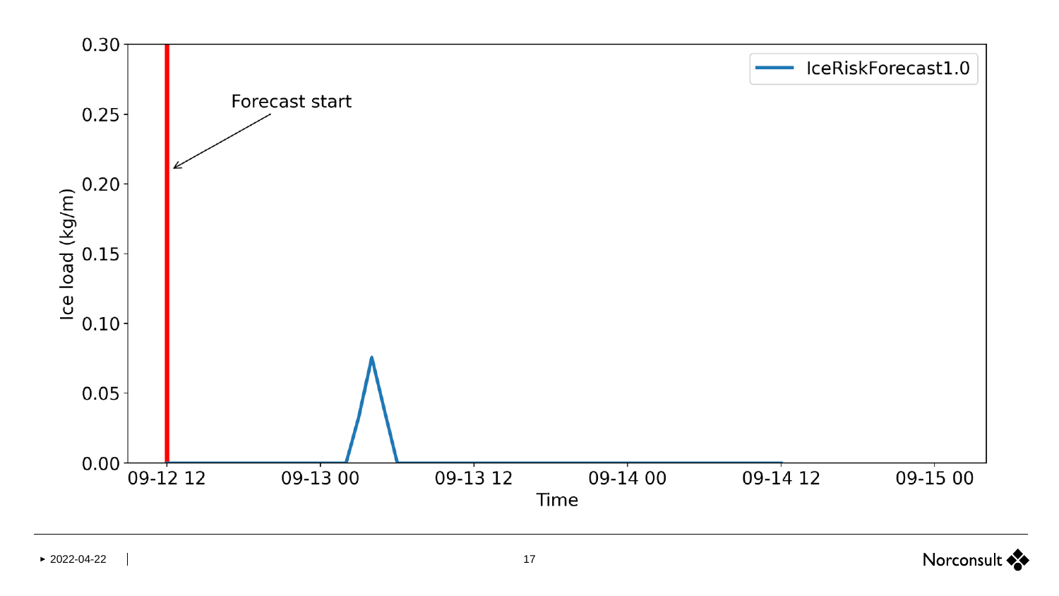Forecast start

IceRiskForecast1.0

Ice load (kg/m)

Time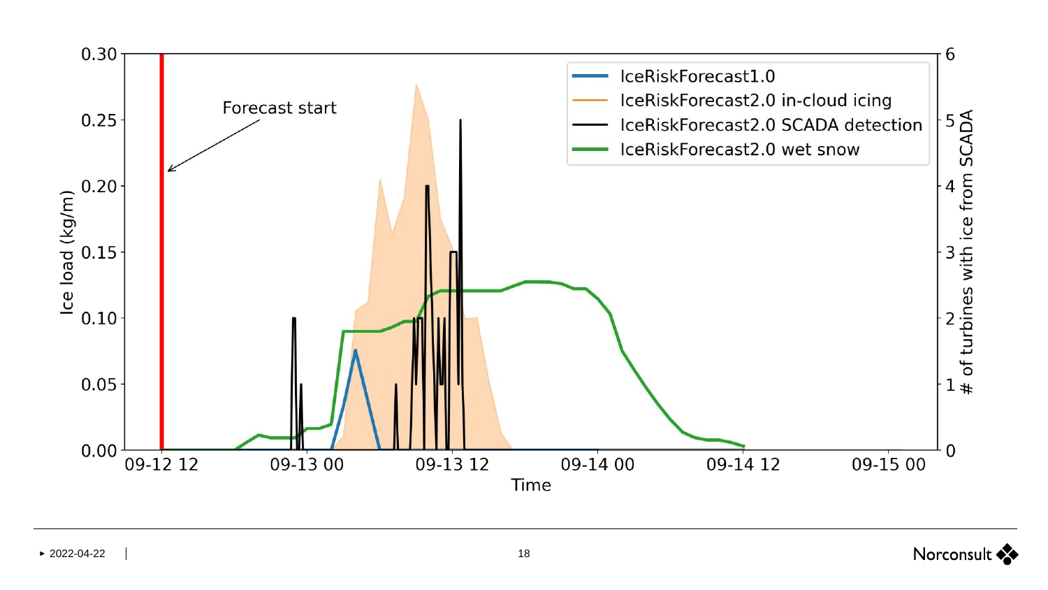Forecast start

- IceRiskForecast1.0
- IceRiskForecast2.0 in-cloud icing
- IceRiskForecast2.0 SCADA detection
- IceRiskForecast2.0 wet snow

Ice load (kg/m)

# of turbines with ice from SCADA

Time

09-12 12 | 09-13 00 | 09-13 12 | 09-14 00 | 09-14 12 | 09-15 00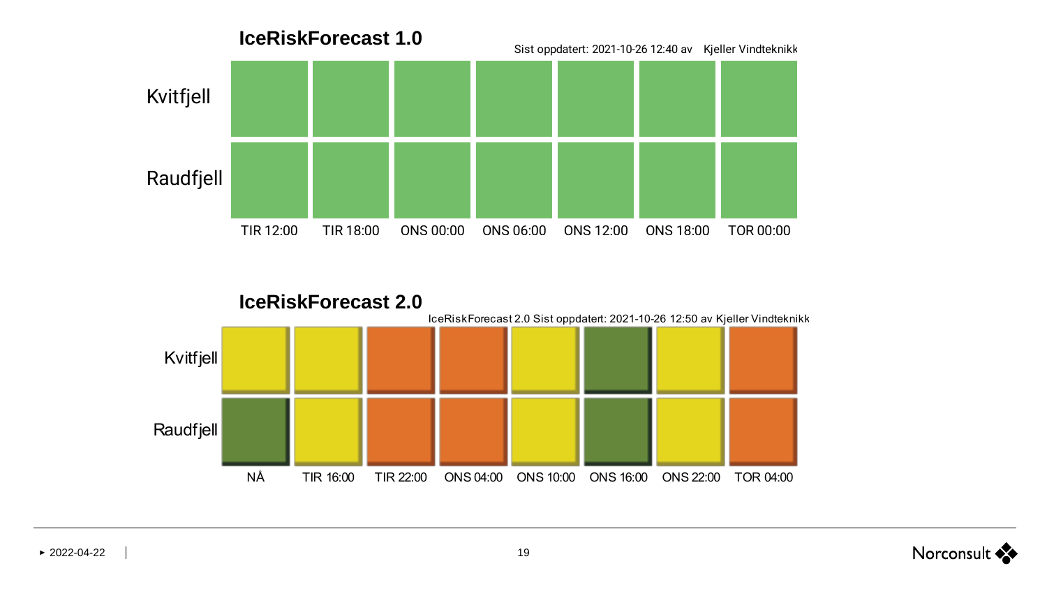## IceRiskForecast 1.0

Sist oppdatert: 2021-10-26 12:40 av Kjeller Vindteknikk

| | TIR 12:00 | TIR 18:00 | ONS 00:00 | ONS 06:00 | ONS 12:00 | ONS 18:00 | TOR 00:00 |
|---|---|---|---|---|---|---|---|
| Kvitfjell | | | | | | | |
| Raudfjell | | | | | | | |

## IceRiskForecast 2.0

IceRiskForecast 2.0 Sist oppdatert: 2021-10-26 12:50 av Kjeller Vindteknikk

| | NÅ | TIR 16:00 | TIR 22:00 | ONS 04:00 | ONS 10:00 | ONS 16:00 | ONS 22:00 | TOR 04:00 |
|---|---|---|---|---|---|---|---|---|
| Kvitfjell | | | | | | | | |
| Raudfjell | | | | | | | | |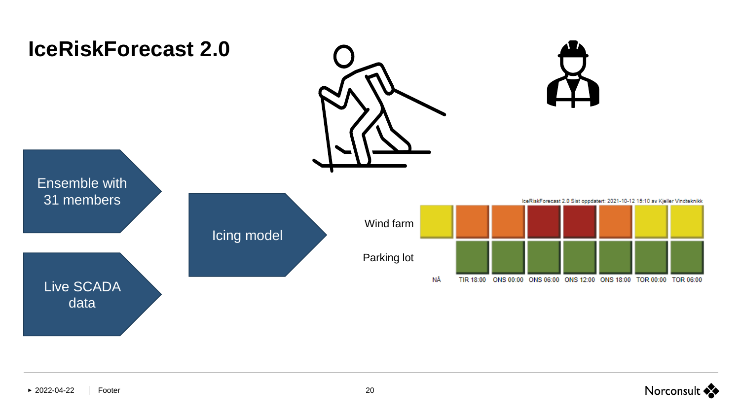# IceRiskForecast 2.0

Ensemble with 31 members

Live SCADA data

Icing model

IceRiskForecast 2.0 Sist oppdatert: 2021-10-12 15:10 av Kjeller Vindteknikk

| | NÅ | TIR 18:00 | ONS 00:00 | ONS 06:00 | ONS 12:00 | ONS 18:00 | TOR 00:00 | TOR 06:00 |
|---|---|---|---|---|---|---|---|---|
| Wind farm | | | | | | | | |
| Parking lot | | | | | | | | |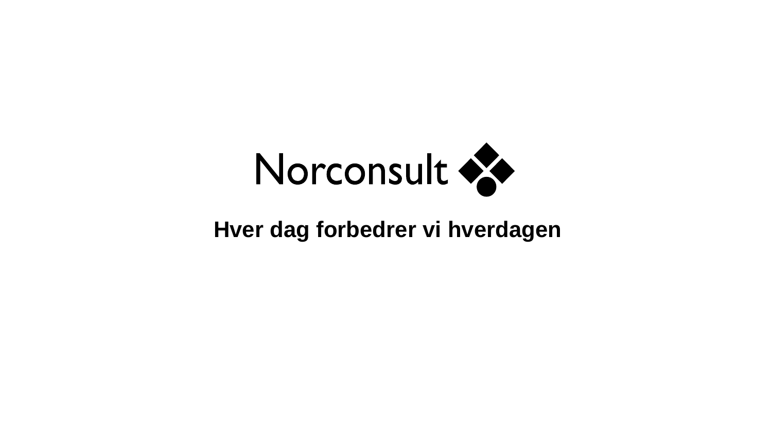Norconsult

**Hver dag forbedrer vi hverdagen**